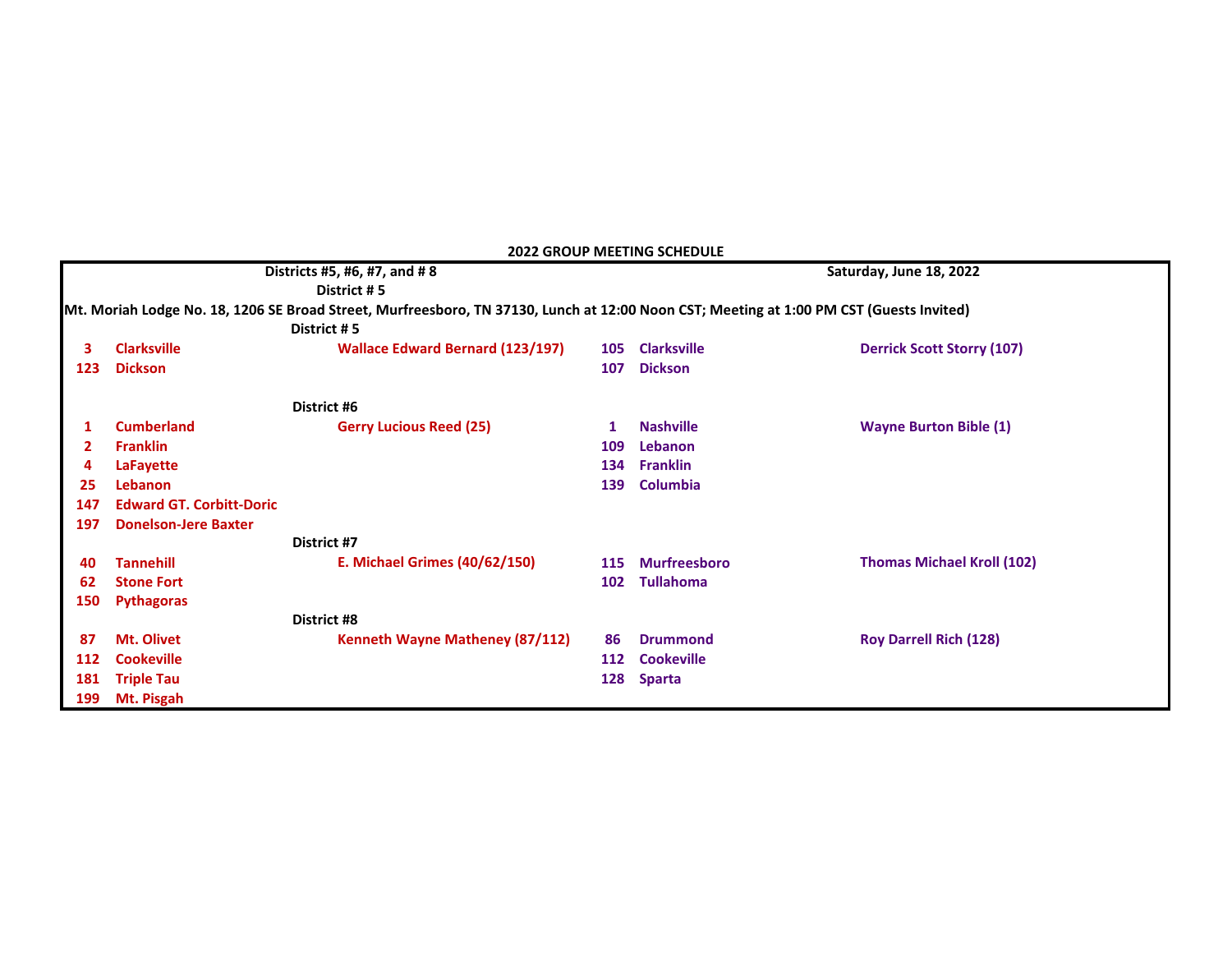## 2022 GROUP MEETING SCHEDULE

**Districts #5, #6, #7, and # 8** — **Saturday, June 18, 2022**

**District # 5**

**Mt. Moriah Lodge No. 18, 1206 SE Broad Street, Murfreesboro, TN 37130, Lunch at 12:00 Noon CST; Meeting at 1:00 PM CST (Guests Invited)**

| No. | Lodge | | No. | Lodge | |
|---|---|---|---|---|---|
| | | **District # 5** | | | |
| 3 | Clarksville | Wallace Edward Bernard (123/197) | 105 | Clarksville | Derrick Scott Storry (107) |
| 123 | Dickson | | 107 | Dickson | |
| | | **District #6** | | | |
| 1 | Cumberland | Gerry Lucious Reed (25) | 1 | Nashville | Wayne Burton Bible (1) |
| 2 | Franklin | | 109 | Lebanon | |
| 4 | LaFayette | | 134 | Franklin | |
| 25 | Lebanon | | 139 | Columbia | |
| 147 | Edward GT. Corbitt-Doric | | | | |
| 197 | Donelson-Jere Baxter | | | | |
| | | **District #7** | | | |
| 40 | Tannehill | E. Michael Grimes (40/62/150) | 115 | Murfreesboro | Thomas Michael Kroll (102) |
| 62 | Stone Fort | | 102 | Tullahoma | |
| 150 | Pythagoras | | | | |
| | | **District #8** | | | |
| 87 | Mt. Olivet | Kenneth Wayne Matheney (87/112) | 86 | Drummond | Roy Darrell Rich (128) |
| 112 | Cookeville | | 112 | Cookeville | |
| 181 | Triple Tau | | 128 | Sparta | |
| 199 | Mt. Pisgah | | | | |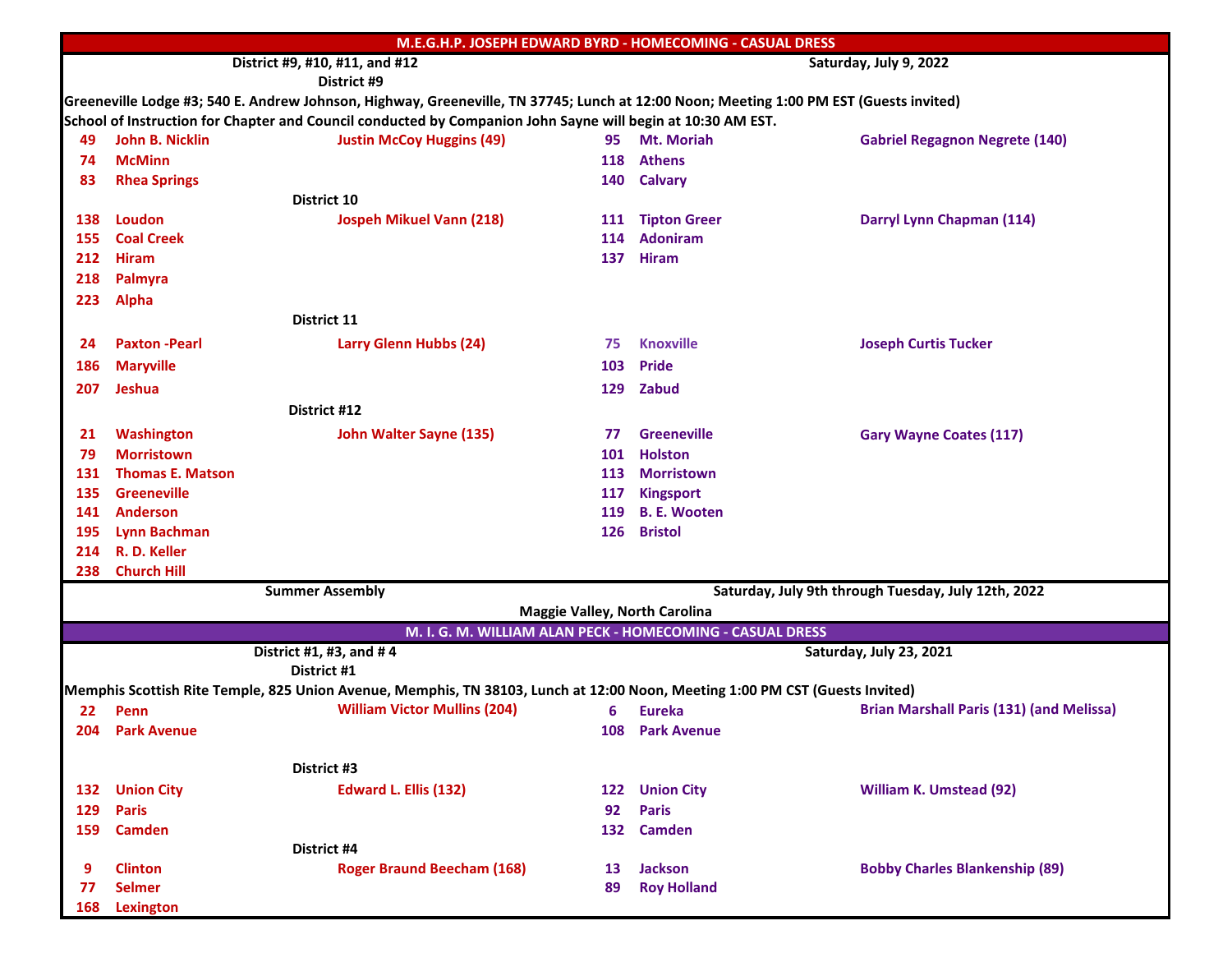## M.E.G.H.P. JOSEPH EDWARD BYRD - HOMECOMING - CASUAL DRESS

**District #9, #10, #11, and #12** — **Saturday, July 9, 2022**

**District #9**

**Greeneville Lodge #3; 540 E. Andrew Johnson, Highway, Greeneville, TN 37745; Lunch at 12:00 Noon; Meeting 1:00 PM EST (Guests invited)**

**School of Instruction for Chapter and Council conducted by Companion John Sayne will begin at 10:30 AM EST.**

| | | | | | |
|---|---|---|---|---|---|
| 49 | John B. Nicklin | Justin McCoy Huggins (49) | 95 | Mt. Moriah | Gabriel Regagnon Negrete (140) |
| 74 | McMinn | | 118 | Athens | |
| 83 | Rhea Springs | | 140 | Calvary | |

**District 10**

| | | | | | |
|---|---|---|---|---|---|
| 138 | Loudon | Jospeph Mikuel Vann (218) | 111 | Tipton Greer | Darryl Lynn Chapman (114) |
| 155 | Coal Creek | | 114 | Adoniram | |
| 212 | Hiram | | 137 | Hiram | |
| 218 | Palmyra | | | | |
| 223 | Alpha | | | | |

**District 11**

| | | | | | |
|---|---|---|---|---|---|
| 24 | Paxton -Pearl | Larry Glenn Hubbs (24) | 75 | Knoxville | Joseph Curtis Tucker |
| 186 | Maryville | | 103 | Pride | |
| 207 | Jeshua | | 129 | Zabud | |

**District #12**

| | | | | | |
|---|---|---|---|---|---|
| 21 | Washington | John Walter Sayne (135) | 77 | Greeneville | Gary Wayne Coates (117) |
| 79 | Morristown | | 101 | Holston | |
| 131 | Thomas E. Matson | | 113 | Morristown | |
| 135 | Greeneville | | 117 | Kingsport | |
| 141 | Anderson | | 119 | B. E. Wooten | |
| 195 | Lynn Bachman | | 126 | Bristol | |
| 214 | R. D. Keller | | | | |
| 238 | Church Hill | | | | |

**Summer Assembly** — **Saturday, July 9th through Tuesday, July 12th, 2022**

**Maggie Valley, North Carolina**

## M. I. G. M. WILLIAM ALAN PECK - HOMECOMING - CASUAL DRESS

**District #1, #3, and # 4** — **Saturday, July 23, 2021**

**District #1**

**Memphis Scottish Rite Temple, 825 Union Avenue, Memphis, TN 38103, Lunch at 12:00 Noon, Meeting 1:00 PM CST (Guests Invited)**

| | | | | | |
|---|---|---|---|---|---|
| 22 | Penn | William Victor Mullins (204) | 6 | Eureka | Brian Marshall Paris (131) (and Melissa) |
| 204 | Park Avenue | | 108 | Park Avenue | |

**District #3**

| | | | | | |
|---|---|---|---|---|---|
| 132 | Union City | Edward L. Ellis (132) | 122 | Union City | William K. Umstead (92) |
| 129 | Paris | | 92 | Paris | |
| 159 | Camden | | 132 | Camden | |

**District #4**

| | | | | | |
|---|---|---|---|---|---|
| 9 | Clinton | Roger Braund Beecham (168) | 13 | Jackson | Bobby Charles Blankenship (89) |
| 77 | Selmer | | 89 | Roy Holland | |
| 168 | Lexington | | | | |